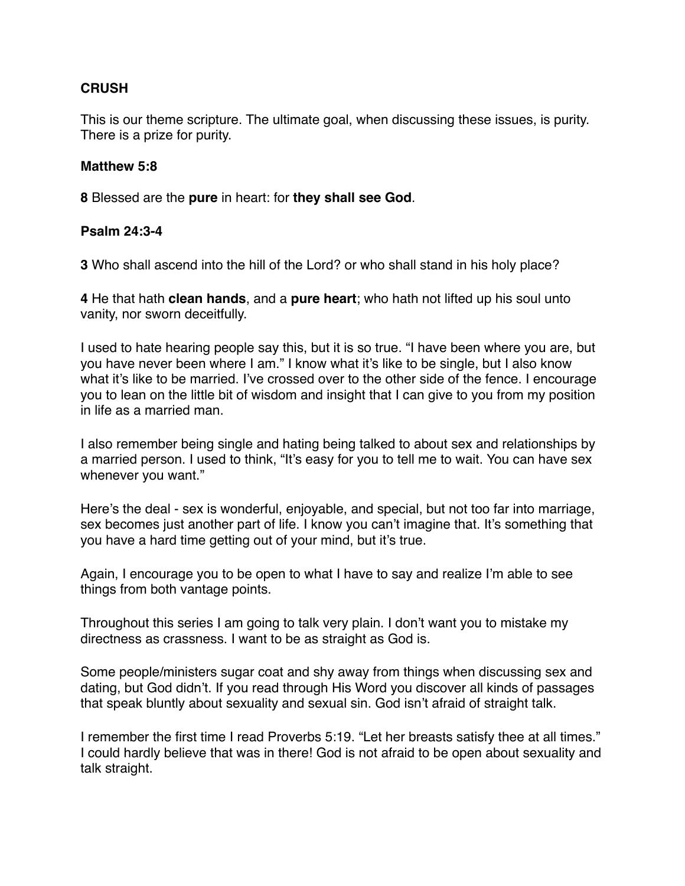**CRUSH**

This is our theme scripture. The ultimate goal, when discussing these issues, is purity. There is a prize for purity.

**Matthew 5:8**

**8** Blessed are the **pure** in heart: for **they shall see God**.

**Psalm 24:3-4**

**3** Who shall ascend into the hill of the Lord? or who shall stand in his holy place?

**4** He that hath **clean hands**, and a **pure heart**; who hath not lifted up his soul unto vanity, nor sworn deceitfully.

I used to hate hearing people say this, but it is so true. "I have been where you are, but you have never been where I am." I know what it's like to be single, but I also know what it's like to be married. I've crossed over to the other side of the fence. I encourage you to lean on the little bit of wisdom and insight that I can give to you from my position in life as a married man.

I also remember being single and hating being talked to about sex and relationships by a married person. I used to think, "It's easy for you to tell me to wait. You can have sex whenever you want."

Here's the deal - sex is wonderful, enjoyable, and special, but not too far into marriage, sex becomes just another part of life. I know you can't imagine that. It's something that you have a hard time getting out of your mind, but it's true.

Again, I encourage you to be open to what I have to say and realize I'm able to see things from both vantage points.

Throughout this series I am going to talk very plain. I don't want you to mistake my directness as crassness. I want to be as straight as God is.

Some people/ministers sugar coat and shy away from things when discussing sex and dating, but God didn't. If you read through His Word you discover all kinds of passages that speak bluntly about sexuality and sexual sin. God isn't afraid of straight talk.

I remember the first time I read Proverbs 5:19. "Let her breasts satisfy thee at all times." I could hardly believe that was in there! God is not afraid to be open about sexuality and talk straight.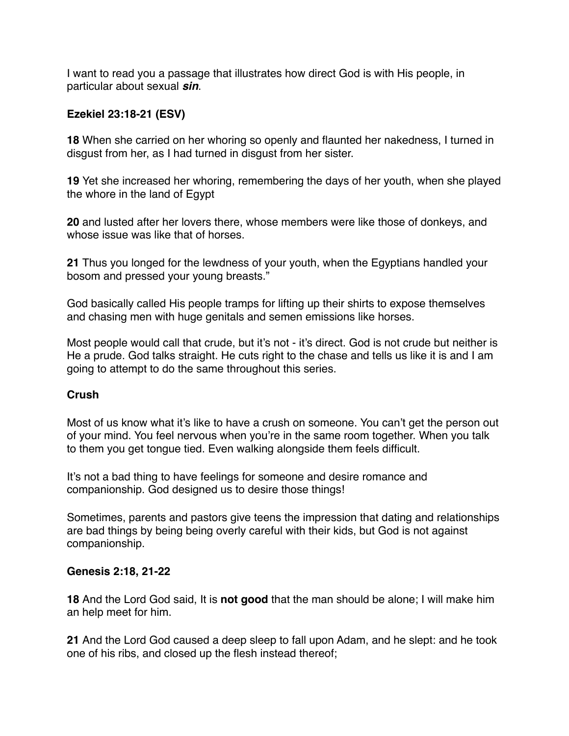I want to read you a passage that illustrates how direct God is with His people, in particular about sexual ***sin***.

**Ezekiel 23:18-21 (ESV)**

**18** When she carried on her whoring so openly and flaunted her nakedness, I turned in disgust from her, as I had turned in disgust from her sister.

**19** Yet she increased her whoring, remembering the days of her youth, when she played the whore in the land of Egypt

**20** and lusted after her lovers there, whose members were like those of donkeys, and whose issue was like that of horses.

**21** Thus you longed for the lewdness of your youth, when the Egyptians handled your bosom and pressed your young breasts."

God basically called His people tramps for lifting up their shirts to expose themselves and chasing men with huge genitals and semen emissions like horses.

Most people would call that crude, but it's not - it's direct. God is not crude but neither is He a prude. God talks straight. He cuts right to the chase and tells us like it is and I am going to attempt to do the same throughout this series.

**Crush**

Most of us know what it's like to have a crush on someone. You can't get the person out of your mind. You feel nervous when you're in the same room together. When you talk to them you get tongue tied. Even walking alongside them feels difficult.

It's not a bad thing to have feelings for someone and desire romance and companionship. God designed us to desire those things!

Sometimes, parents and pastors give teens the impression that dating and relationships are bad things by being being overly careful with their kids, but God is not against companionship.

**Genesis 2:18, 21-22**

**18** And the Lord God said, It is **not good** that the man should be alone; I will make him an help meet for him.

**21** And the Lord God caused a deep sleep to fall upon Adam, and he slept: and he took one of his ribs, and closed up the flesh instead thereof;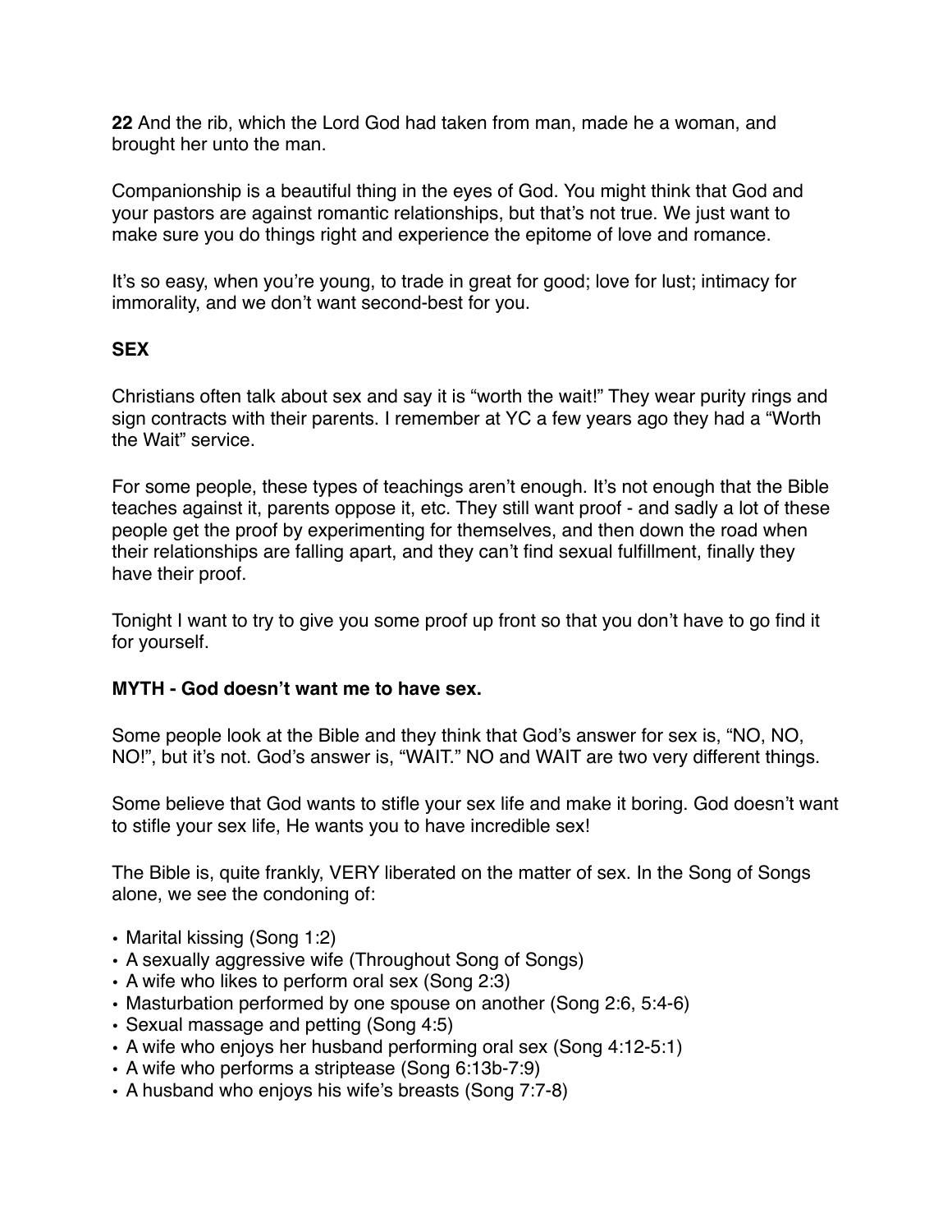**22** And the rib, which the Lord God had taken from man, made he a woman, and brought her unto the man.

Companionship is a beautiful thing in the eyes of God. You might think that God and your pastors are against romantic relationships, but that's not true. We just want to make sure you do things right and experience the epitome of love and romance.

It's so easy, when you're young, to trade in great for good; love for lust; intimacy for immorality, and we don't want second-best for you.

**SEX**

Christians often talk about sex and say it is "worth the wait!" They wear purity rings and sign contracts with their parents. I remember at YC a few years ago they had a "Worth the Wait" service.

For some people, these types of teachings aren't enough. It's not enough that the Bible teaches against it, parents oppose it, etc. They still want proof - and sadly a lot of these people get the proof by experimenting for themselves, and then down the road when their relationships are falling apart, and they can't find sexual fulfillment, finally they have their proof.

Tonight I want to try to give you some proof up front so that you don't have to go find it for yourself.

**MYTH - God doesn't want me to have sex.**

Some people look at the Bible and they think that God's answer for sex is, "NO, NO, NO!", but it's not. God's answer is, "WAIT." NO and WAIT are two very different things.

Some believe that God wants to stifle your sex life and make it boring. God doesn't want to stifle your sex life, He wants you to have incredible sex!

The Bible is, quite frankly, VERY liberated on the matter of sex. In the Song of Songs alone, we see the condoning of:

- Marital kissing (Song 1:2)
- A sexually aggressive wife (Throughout Song of Songs)
- A wife who likes to perform oral sex (Song 2:3)
- Masturbation performed by one spouse on another (Song 2:6, 5:4-6)
- Sexual massage and petting (Song 4:5)
- A wife who enjoys her husband performing oral sex (Song 4:12-5:1)
- A wife who performs a striptease (Song 6:13b-7:9)
- A husband who enjoys his wife's breasts (Song 7:7-8)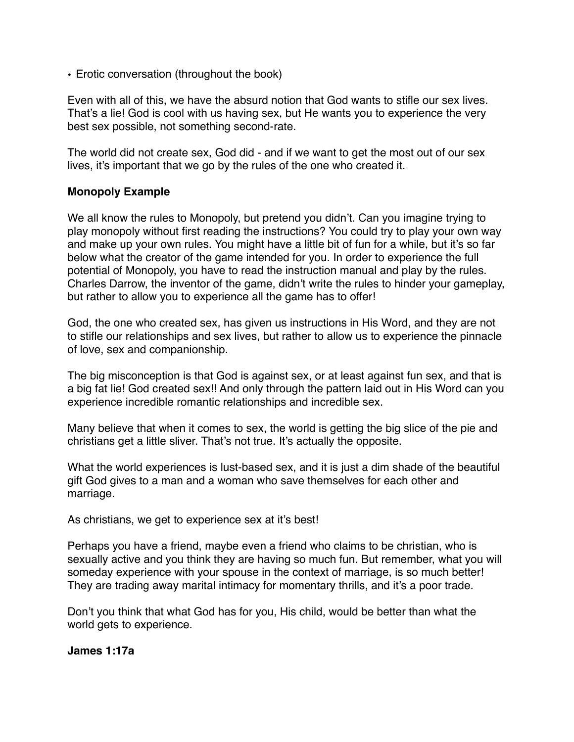- Erotic conversation (throughout the book)

Even with all of this, we have the absurd notion that God wants to stifle our sex lives. That's a lie! God is cool with us having sex, but He wants you to experience the very best sex possible, not something second-rate.

The world did not create sex, God did - and if we want to get the most out of our sex lives, it's important that we go by the rules of the one who created it.

**Monopoly Example**

We all know the rules to Monopoly, but pretend you didn't. Can you imagine trying to play monopoly without first reading the instructions? You could try to play your own way and make up your own rules. You might have a little bit of fun for a while, but it's so far below what the creator of the game intended for you. In order to experience the full potential of Monopoly, you have to read the instruction manual and play by the rules. Charles Darrow, the inventor of the game, didn't write the rules to hinder your gameplay, but rather to allow you to experience all the game has to offer!

God, the one who created sex, has given us instructions in His Word, and they are not to stifle our relationships and sex lives, but rather to allow us to experience the pinnacle of love, sex and companionship.

The big misconception is that God is against sex, or at least against fun sex, and that is a big fat lie! God created sex!! And only through the pattern laid out in His Word can you experience incredible romantic relationships and incredible sex.

Many believe that when it comes to sex, the world is getting the big slice of the pie and christians get a little sliver. That's not true. It's actually the opposite.

What the world experiences is lust-based sex, and it is just a dim shade of the beautiful gift God gives to a man and a woman who save themselves for each other and marriage.

As christians, we get to experience sex at it's best!

Perhaps you have a friend, maybe even a friend who claims to be christian, who is sexually active and you think they are having so much fun. But remember, what you will someday experience with your spouse in the context of marriage, is so much better! They are trading away marital intimacy for momentary thrills, and it's a poor trade.

Don't you think that what God has for you, His child, would be better than what the world gets to experience.

**James 1:17a**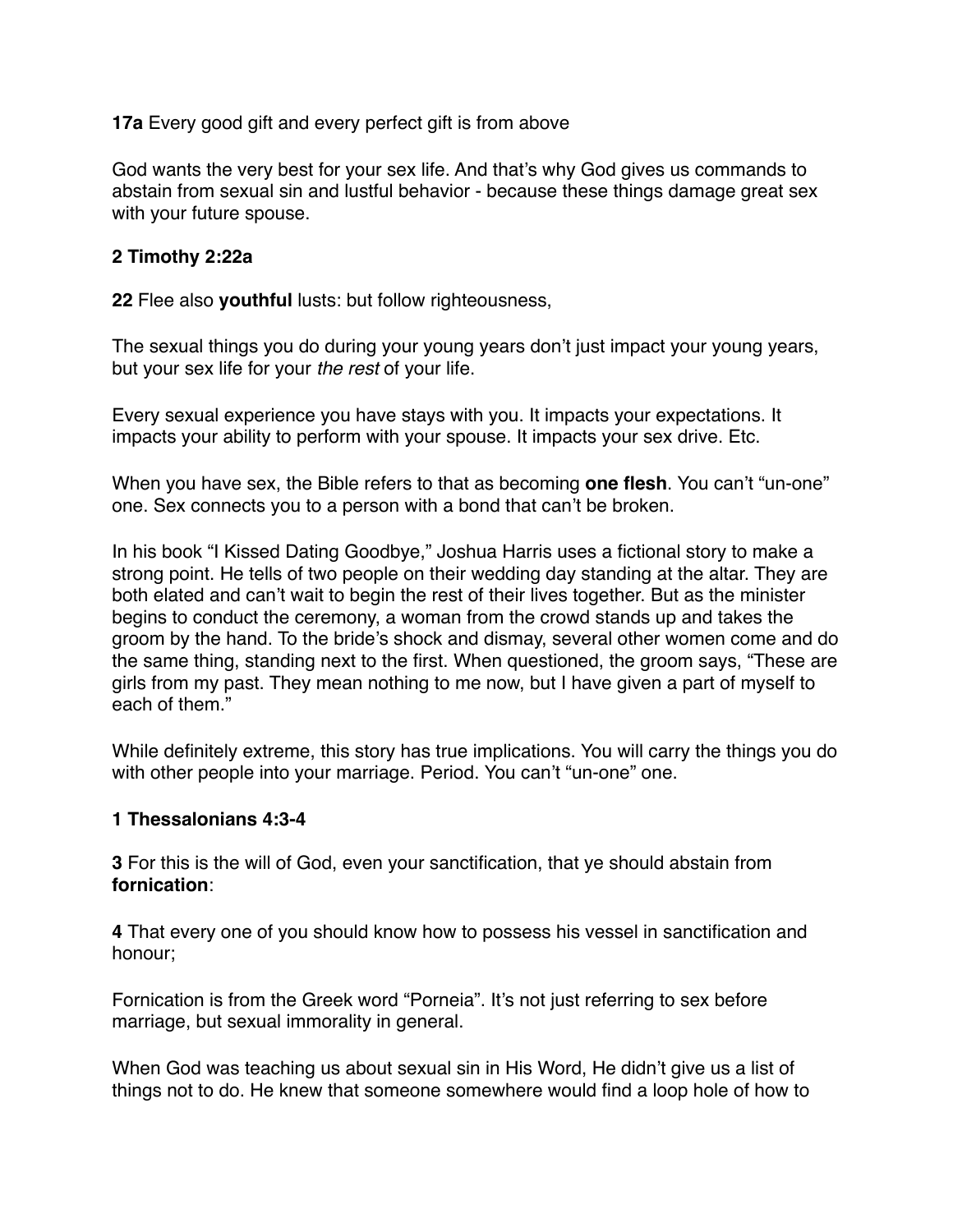**17a** Every good gift and every perfect gift is from above

God wants the very best for your sex life. And that's why God gives us commands to abstain from sexual sin and lustful behavior - because these things damage great sex with your future spouse.

**2 Timothy 2:22a**

**22** Flee also **youthful** lusts: but follow righteousness,

The sexual things you do during your young years don't just impact your young years, but your sex life for your *the rest* of your life.

Every sexual experience you have stays with you. It impacts your expectations. It impacts your ability to perform with your spouse. It impacts your sex drive. Etc.

When you have sex, the Bible refers to that as becoming **one flesh**. You can't "un-one" one. Sex connects you to a person with a bond that can't be broken.

In his book "I Kissed Dating Goodbye," Joshua Harris uses a fictional story to make a strong point. He tells of two people on their wedding day standing at the altar. They are both elated and can't wait to begin the rest of their lives together. But as the minister begins to conduct the ceremony, a woman from the crowd stands up and takes the groom by the hand. To the bride's shock and dismay, several other women come and do the same thing, standing next to the first. When questioned, the groom says, "These are girls from my past. They mean nothing to me now, but I have given a part of myself to each of them."

While definitely extreme, this story has true implications. You will carry the things you do with other people into your marriage. Period. You can't "un-one" one.

**1 Thessalonians 4:3-4**

**3** For this is the will of God, even your sanctification, that ye should abstain from **fornication**:

**4** That every one of you should know how to possess his vessel in sanctification and honour;

Fornication is from the Greek word "Porneia". It's not just referring to sex before marriage, but sexual immorality in general.

When God was teaching us about sexual sin in His Word, He didn't give us a list of things not to do. He knew that someone somewhere would find a loop hole of how to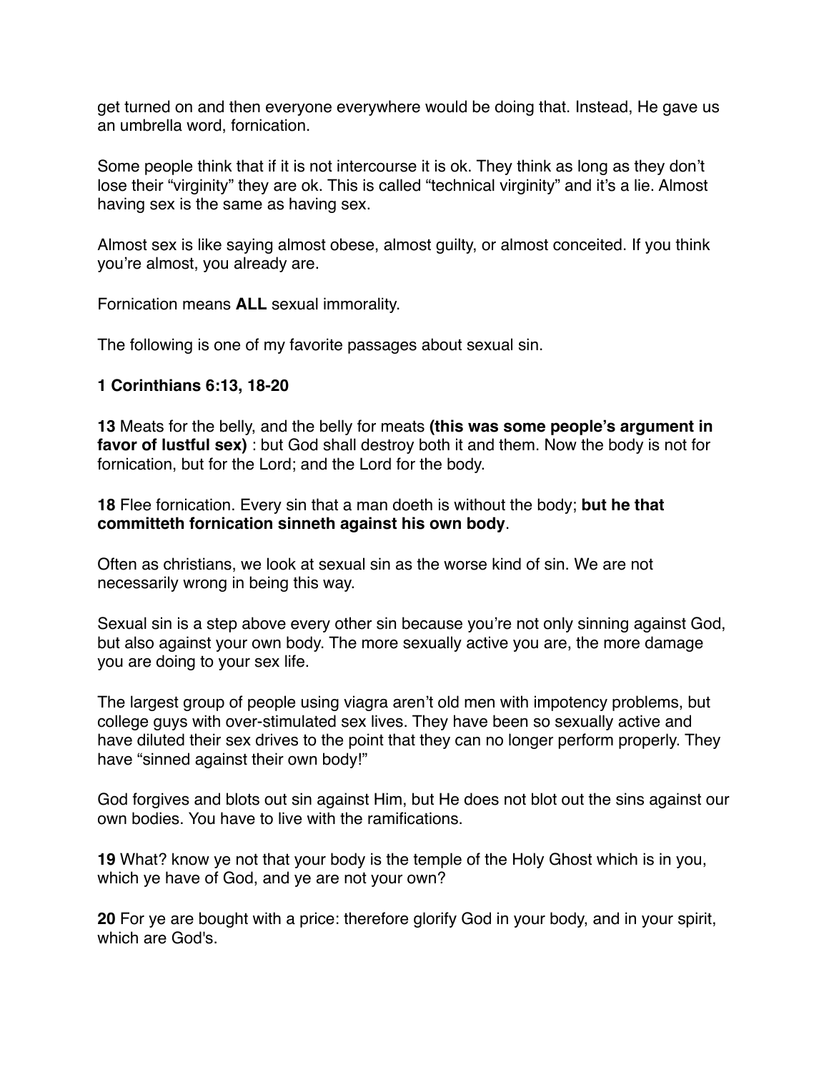get turned on and then everyone everywhere would be doing that. Instead, He gave us an umbrella word, fornication.

Some people think that if it is not intercourse it is ok. They think as long as they don't lose their "virginity" they are ok. This is called "technical virginity" and it's a lie. Almost having sex is the same as having sex.

Almost sex is like saying almost obese, almost guilty, or almost conceited. If you think you're almost, you already are.

Fornication means **ALL** sexual immorality.

The following is one of my favorite passages about sexual sin.

**1 Corinthians 6:13, 18-20**

**13** Meats for the belly, and the belly for meats **(this was some people's argument in favor of lustful sex)** : but God shall destroy both it and them. Now the body is not for fornication, but for the Lord; and the Lord for the body.

**18** Flee fornication. Every sin that a man doeth is without the body; **but he that committeth fornication sinneth against his own body**.

Often as christians, we look at sexual sin as the worse kind of sin. We are not necessarily wrong in being this way.

Sexual sin is a step above every other sin because you're not only sinning against God, but also against your own body. The more sexually active you are, the more damage you are doing to your sex life.

The largest group of people using viagra aren't old men with impotency problems, but college guys with over-stimulated sex lives. They have been so sexually active and have diluted their sex drives to the point that they can no longer perform properly. They have "sinned against their own body!"

God forgives and blots out sin against Him, but He does not blot out the sins against our own bodies. You have to live with the ramifications.

**19** What? know ye not that your body is the temple of the Holy Ghost which is in you, which ye have of God, and ye are not your own?

**20** For ye are bought with a price: therefore glorify God in your body, and in your spirit, which are God's.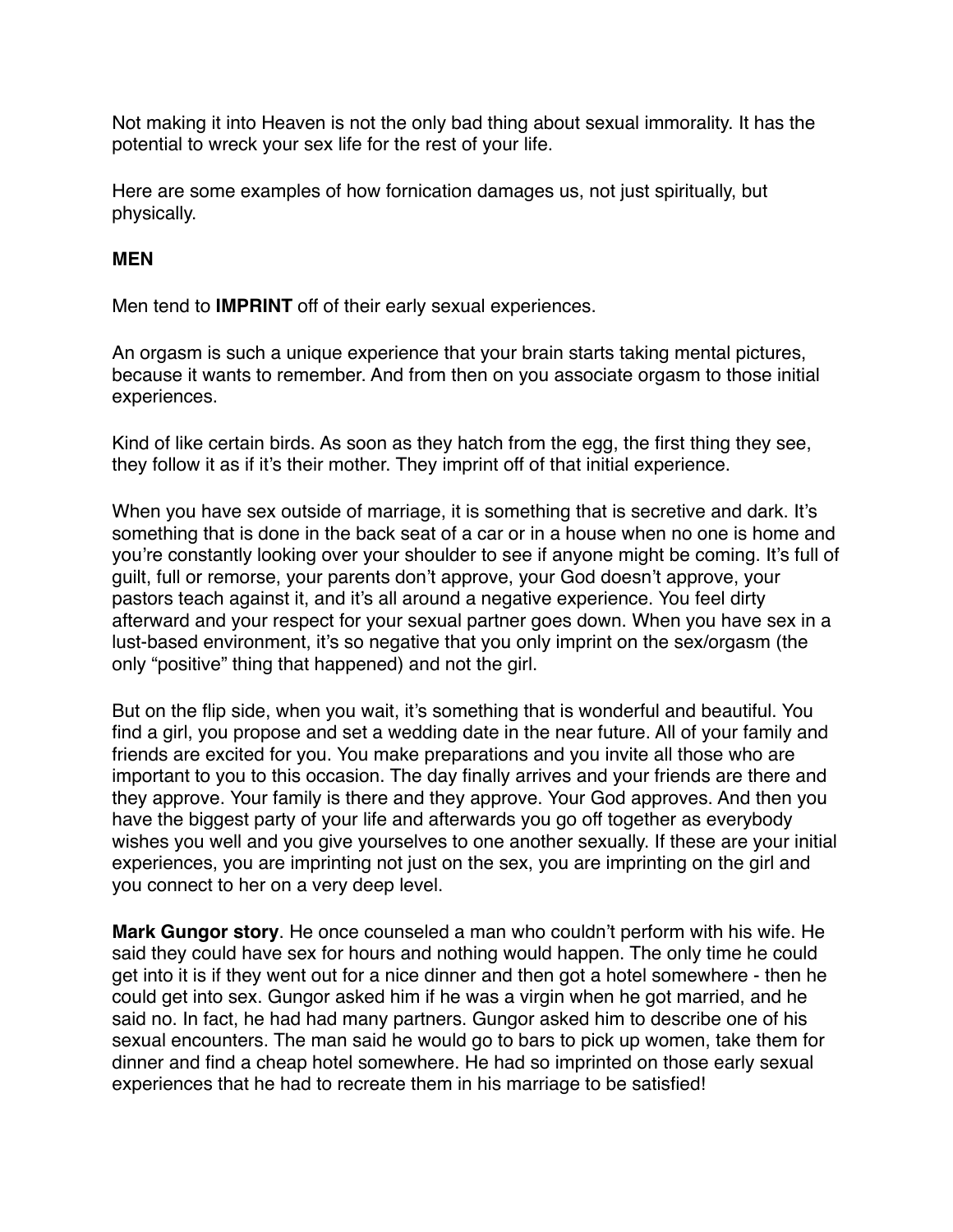Not making it into Heaven is not the only bad thing about sexual immorality. It has the potential to wreck your sex life for the rest of your life.

Here are some examples of how fornication damages us, not just spiritually, but physically.

**MEN**

Men tend to **IMPRINT** off of their early sexual experiences.

An orgasm is such a unique experience that your brain starts taking mental pictures, because it wants to remember. And from then on you associate orgasm to those initial experiences.

Kind of like certain birds. As soon as they hatch from the egg, the first thing they see, they follow it as if it's their mother. They imprint off of that initial experience.

When you have sex outside of marriage, it is something that is secretive and dark. It's something that is done in the back seat of a car or in a house when no one is home and you're constantly looking over your shoulder to see if anyone might be coming. It's full of guilt, full or remorse, your parents don't approve, your God doesn't approve, your pastors teach against it, and it's all around a negative experience. You feel dirty afterward and your respect for your sexual partner goes down. When you have sex in a lust-based environment, it's so negative that you only imprint on the sex/orgasm (the only "positive" thing that happened) and not the girl.

But on the flip side, when you wait, it's something that is wonderful and beautiful. You find a girl, you propose and set a wedding date in the near future. All of your family and friends are excited for you. You make preparations and you invite all those who are important to you to this occasion. The day finally arrives and your friends are there and they approve. Your family is there and they approve. Your God approves. And then you have the biggest party of your life and afterwards you go off together as everybody wishes you well and you give yourselves to one another sexually. If these are your initial experiences, you are imprinting not just on the sex, you are imprinting on the girl and you connect to her on a very deep level.

**Mark Gungor story**. He once counseled a man who couldn't perform with his wife. He said they could have sex for hours and nothing would happen. The only time he could get into it is if they went out for a nice dinner and then got a hotel somewhere - then he could get into sex. Gungor asked him if he was a virgin when he got married, and he said no. In fact, he had had many partners. Gungor asked him to describe one of his sexual encounters. The man said he would go to bars to pick up women, take them for dinner and find a cheap hotel somewhere. He had so imprinted on those early sexual experiences that he had to recreate them in his marriage to be satisfied!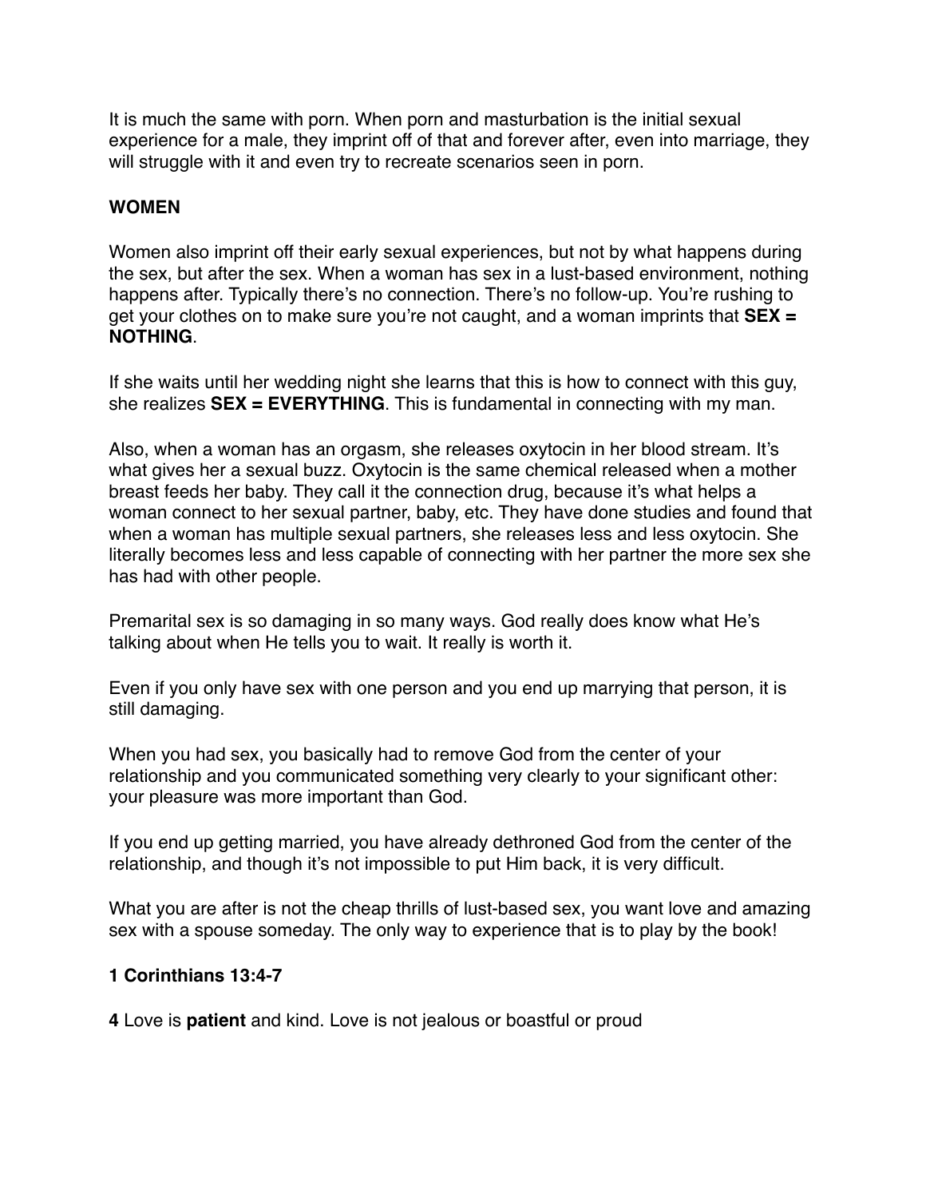It is much the same with porn. When porn and masturbation is the initial sexual experience for a male, they imprint off of that and forever after, even into marriage, they will struggle with it and even try to recreate scenarios seen in porn.

**WOMEN**

Women also imprint off their early sexual experiences, but not by what happens during the sex, but after the sex. When a woman has sex in a lust-based environment, nothing happens after. Typically there's no connection. There's no follow-up. You're rushing to get your clothes on to make sure you're not caught, and a woman imprints that **SEX = NOTHING**.

If she waits until her wedding night she learns that this is how to connect with this guy, she realizes **SEX = EVERYTHING**. This is fundamental in connecting with my man.

Also, when a woman has an orgasm, she releases oxytocin in her blood stream. It's what gives her a sexual buzz. Oxytocin is the same chemical released when a mother breast feeds her baby. They call it the connection drug, because it's what helps a woman connect to her sexual partner, baby, etc. They have done studies and found that when a woman has multiple sexual partners, she releases less and less oxytocin. She literally becomes less and less capable of connecting with her partner the more sex she has had with other people.

Premarital sex is so damaging in so many ways. God really does know what He's talking about when He tells you to wait. It really is worth it.

Even if you only have sex with one person and you end up marrying that person, it is still damaging.

When you had sex, you basically had to remove God from the center of your relationship and you communicated something very clearly to your significant other: your pleasure was more important than God.

If you end up getting married, you have already dethroned God from the center of the relationship, and though it's not impossible to put Him back, it is very difficult.

What you are after is not the cheap thrills of lust-based sex, you want love and amazing sex with a spouse someday. The only way to experience that is to play by the book!

**1 Corinthians 13:4-7**

**4** Love is **patient** and kind. Love is not jealous or boastful or proud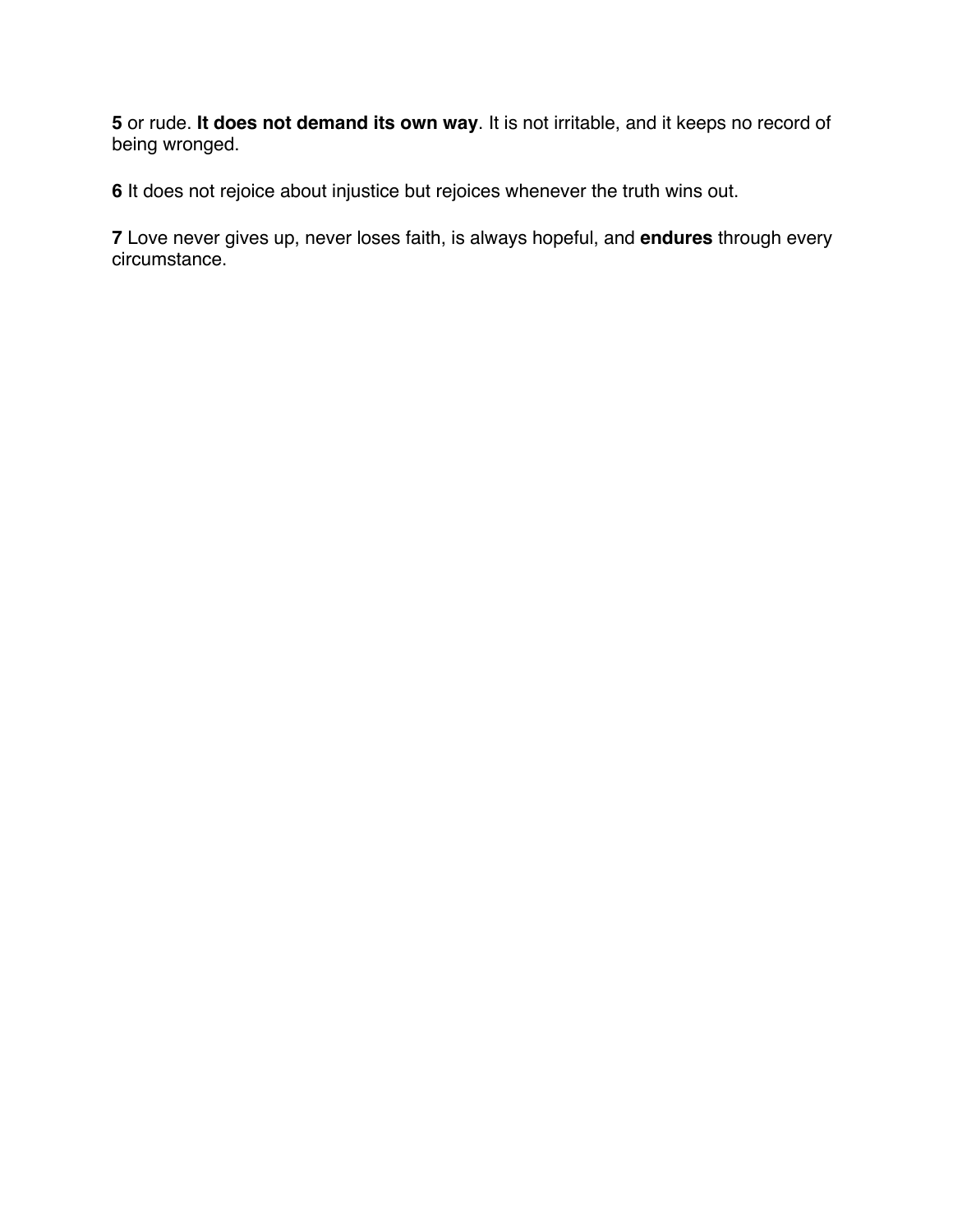**5** or rude. **It does not demand its own way**. It is not irritable, and it keeps no record of being wronged.

**6** It does not rejoice about injustice but rejoices whenever the truth wins out.

**7** Love never gives up, never loses faith, is always hopeful, and **endures** through every circumstance.